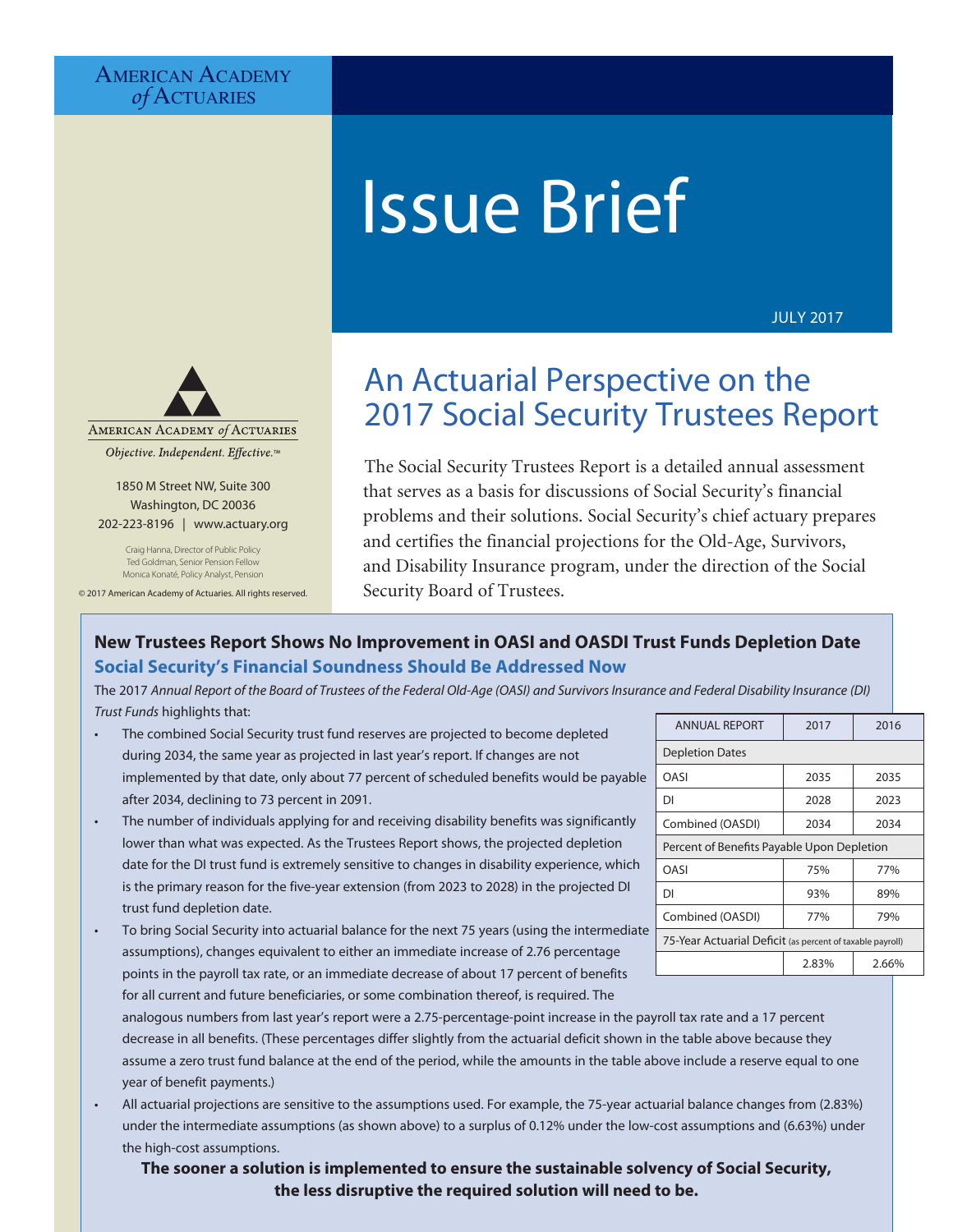AMERICAN ACADEMY *of* ACTUARIES

# Issue Brief

JULY 2017

AMERICAN ACADEMY *of* ACTUARIES

*Objective. Independent. Effective.*™

1850 M Street NW, Suite 300
Washington, DC 20036
202-223-8196 | www.actuary.org

Craig Hanna, Director of Public Policy
Ted Goldman, Senior Pension Fellow
Monica Konaté, Policy Analyst, Pension

© 2017 American Academy of Actuaries. All rights reserved.

## An Actuarial Perspective on the 2017 Social Security Trustees Report

The Social Security Trustees Report is a detailed annual assessment that serves as a basis for discussions of Social Security's financial problems and their solutions. Social Security's chief actuary prepares and certifies the financial projections for the Old-Age, Survivors, and Disability Insurance program, under the direction of the Social Security Board of Trustees.

### New Trustees Report Shows No Improvement in OASI and OASDI Trust Funds Depletion Date

### Social Security's Financial Soundness Should Be Addressed Now

The 2017 *Annual Report of the Board of Trustees of the Federal Old-Age (OASI) and Survivors Insurance and Federal Disability Insurance (DI) Trust Funds* highlights that:

| ANNUAL REPORT | 2017 | 2016 |
|---|---|---|
| Depletion Dates | | |
| OASI | 2035 | 2035 |
| DI | 2028 | 2023 |
| Combined (OASDI) | 2034 | 2034 |
| Percent of Benefits Payable Upon Depletion | | |
| OASI | 75% | 77% |
| DI | 93% | 89% |
| Combined (OASDI) | 77% | 79% |
| 75-Year Actuarial Deficit (as percent of taxable payroll) | | |
| | 2.83% | 2.66% |

- The combined Social Security trust fund reserves are projected to become depleted during 2034, the same year as projected in last year's report. If changes are not implemented by that date, only about 77 percent of scheduled benefits would be payable after 2034, declining to 73 percent in 2091.
- The number of individuals applying for and receiving disability benefits was significantly lower than what was expected. As the Trustees Report shows, the projected depletion date for the DI trust fund is extremely sensitive to changes in disability experience, which is the primary reason for the five-year extension (from 2023 to 2028) in the projected DI trust fund depletion date.
- To bring Social Security into actuarial balance for the next 75 years (using the intermediate assumptions), changes equivalent to either an immediate increase of 2.76 percentage points in the payroll tax rate, or an immediate decrease of about 17 percent of benefits for all current and future beneficiaries, or some combination thereof, is required. The analogous numbers from last year's report were a 2.75-percentage-point increase in the payroll tax rate and a 17 percent decrease in all benefits. (These percentages differ slightly from the actuarial deficit shown in the table above because they assume a zero trust fund balance at the end of the period, while the amounts in the table above include a reserve equal to one year of benefit payments.)
- All actuarial projections are sensitive to the assumptions used. For example, the 75-year actuarial balance changes from (2.83%) under the intermediate assumptions (as shown above) to a surplus of 0.12% under the low-cost assumptions and (6.63%) under the high-cost assumptions.

**The sooner a solution is implemented to ensure the sustainable solvency of Social Security, the less disruptive the required solution will need to be.**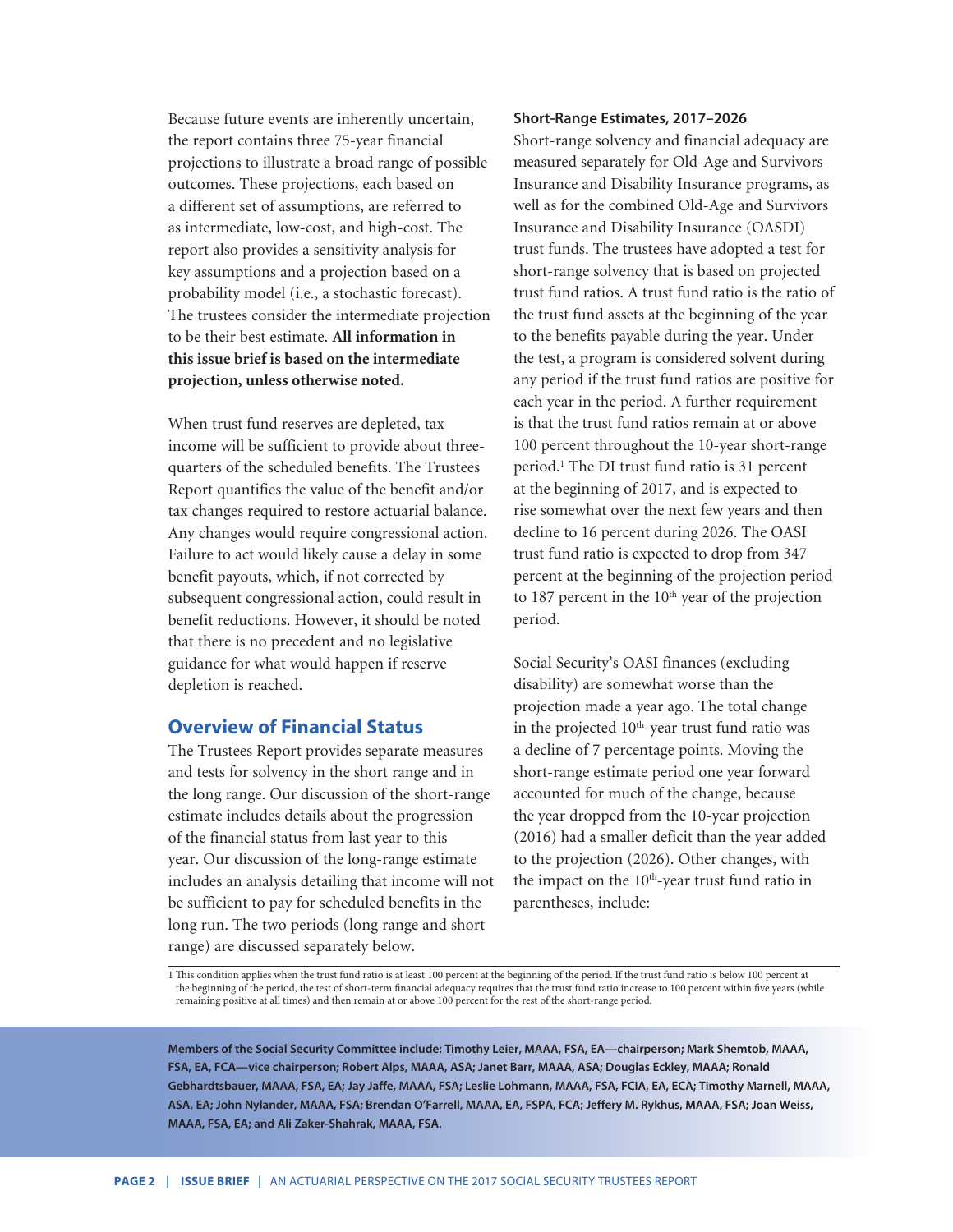Because future events are inherently uncertain, the report contains three 75-year financial projections to illustrate a broad range of possible outcomes. These projections, each based on a different set of assumptions, are referred to as intermediate, low-cost, and high-cost. The report also provides a sensitivity analysis for key assumptions and a projection based on a probability model (i.e., a stochastic forecast). The trustees consider the intermediate projection to be their best estimate. **All information in this issue brief is based on the intermediate projection, unless otherwise noted.**

When trust fund reserves are depleted, tax income will be sufficient to provide about three-quarters of the scheduled benefits. The Trustees Report quantifies the value of the benefit and/or tax changes required to restore actuarial balance. Any changes would require congressional action. Failure to act would likely cause a delay in some benefit payouts, which, if not corrected by subsequent congressional action, could result in benefit reductions. However, it should be noted that there is no precedent and no legislative guidance for what would happen if reserve depletion is reached.

## Overview of Financial Status

The Trustees Report provides separate measures and tests for solvency in the short range and in the long range. Our discussion of the short-range estimate includes details about the progression of the financial status from last year to this year. Our discussion of the long-range estimate includes an analysis detailing that income will not be sufficient to pay for scheduled benefits in the long run. The two periods (long range and short range) are discussed separately below.

### Short-Range Estimates, 2017–2026

Short-range solvency and financial adequacy are measured separately for Old-Age and Survivors Insurance and Disability Insurance programs, as well as for the combined Old-Age and Survivors Insurance and Disability Insurance (OASDI) trust funds. The trustees have adopted a test for short-range solvency that is based on projected trust fund ratios. A trust fund ratio is the ratio of the trust fund assets at the beginning of the year to the benefits payable during the year. Under the test, a program is considered solvent during any period if the trust fund ratios are positive for each year in the period. A further requirement is that the trust fund ratios remain at or above 100 percent throughout the 10-year short-range period.[1] The DI trust fund ratio is 31 percent at the beginning of 2017, and is expected to rise somewhat over the next few years and then decline to 16 percent during 2026. The OASI trust fund ratio is expected to drop from 347 percent at the beginning of the projection period to 187 percent in the 10th year of the projection period.

Social Security's OASI finances (excluding disability) are somewhat worse than the projection made a year ago. The total change in the projected 10th-year trust fund ratio was a decline of 7 percentage points. Moving the short-range estimate period one year forward accounted for much of the change, because the year dropped from the 10-year projection (2016) had a smaller deficit than the year added to the projection (2026). Other changes, with the impact on the 10th-year trust fund ratio in parentheses, include:

[1] This condition applies when the trust fund ratio is at least 100 percent at the beginning of the period. If the trust fund ratio is below 100 percent at the beginning of the period, the test of short-term financial adequacy requires that the trust fund ratio increase to 100 percent within five years (while remaining positive at all times) and then remain at or above 100 percent for the rest of the short-range period.

**Members of the Social Security Committee include: Timothy Leier, MAAA, FSA, EA—chairperson; Mark Shemtob, MAAA, FSA, EA, FCA—vice chairperson; Robert Alps, MAAA, ASA; Janet Barr, MAAA, ASA; Douglas Eckley, MAAA; Ronald Gebhardtsbauer, MAAA, FSA, EA; Jay Jaffe, MAAA, FSA; Leslie Lohmann, MAAA, FSA, FCIA, EA, ECA; Timothy Marnell, MAAA, ASA, EA; John Nylander, MAAA, FSA; Brendan O'Farrell, MAAA, EA, FSPA, FCA; Jeffery M. Rykhus, MAAA, FSA; Joan Weiss, MAAA, FSA, EA; and Ali Zaker-Shahrak, MAAA, FSA.**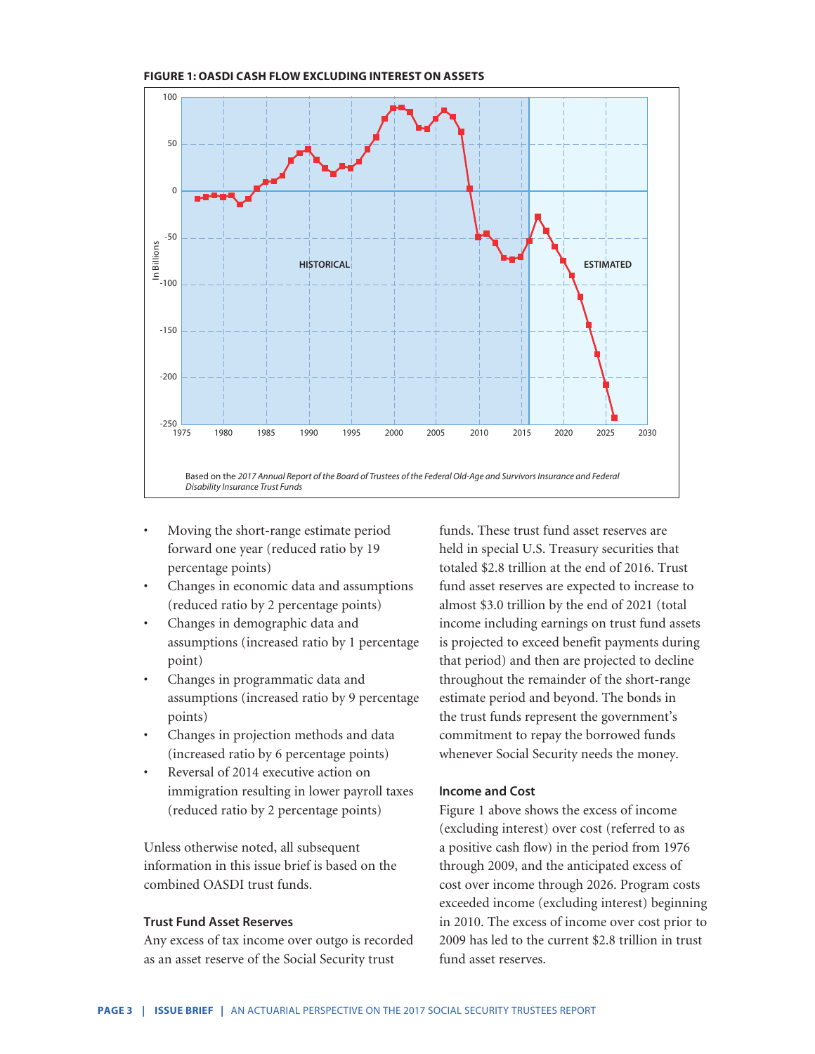**FIGURE 1: OASDI CASH FLOW EXCLUDING INTEREST ON ASSETS**

Based on the *2017 Annual Report of the Board of Trustees of the Federal Old-Age and Survivors Insurance and Federal Disability Insurance Trust Funds*

- Moving the short-range estimate period forward one year (reduced ratio by 19 percentage points)
- Changes in economic data and assumptions (reduced ratio by 2 percentage points)
- Changes in demographic data and assumptions (increased ratio by 1 percentage point)
- Changes in programmatic data and assumptions (increased ratio by 9 percentage points)
- Changes in projection methods and data (increased ratio by 6 percentage points)
- Reversal of 2014 executive action on immigration resulting in lower payroll taxes (reduced ratio by 2 percentage points)

Unless otherwise noted, all subsequent information in this issue brief is based on the combined OASDI trust funds.

### Trust Fund Asset Reserves

Any excess of tax income over outgo is recorded as an asset reserve of the Social Security trust funds. These trust fund asset reserves are held in special U.S. Treasury securities that totaled $2.8 trillion at the end of 2016. Trust fund asset reserves are expected to increase to almost $3.0 trillion by the end of 2021 (total income including earnings on trust fund assets is projected to exceed benefit payments during that period) and then are projected to decline throughout the remainder of the short-range estimate period and beyond. The bonds in the trust funds represent the government's commitment to repay the borrowed funds whenever Social Security needs the money.

### Income and Cost

Figure 1 above shows the excess of income (excluding interest) over cost (referred to as a positive cash flow) in the period from 1976 through 2009, and the anticipated excess of cost over income through 2026. Program costs exceeded income (excluding interest) beginning in 2010. The excess of income over cost prior to 2009 has led to the current $2.8 trillion in trust fund asset reserves.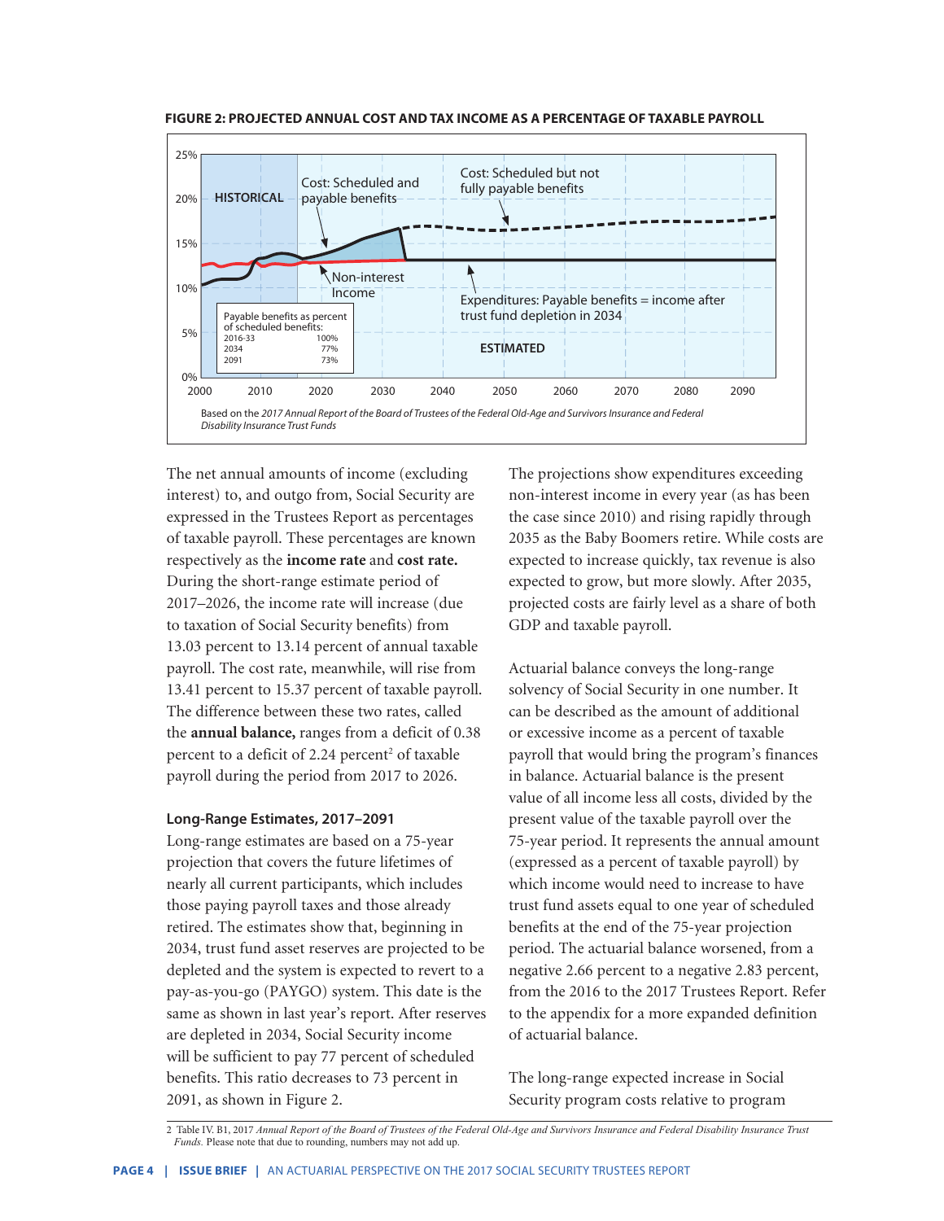**FIGURE 2: PROJECTED ANNUAL COST AND TAX INCOME AS A PERCENTAGE OF TAXABLE PAYROLL**

| Payable benefits as percent of scheduled benefits: | |
|---|---|
| 2016-33 | 100% |
| 2034 | 77% |
| 2091 | 73% |

Based on the *2017 Annual Report of the Board of Trustees of the Federal Old-Age and Survivors Insurance and Federal Disability Insurance Trust Funds*

The net annual amounts of income (excluding interest) to, and outgo from, Social Security are expressed in the Trustees Report as percentages of taxable payroll. These percentages are known respectively as the **income rate** and **cost rate.** During the short-range estimate period of 2017–2026, the income rate will increase (due to taxation of Social Security benefits) from 13.03 percent to 13.14 percent of annual taxable payroll. The cost rate, meanwhile, will rise from 13.41 percent to 15.37 percent of taxable payroll. The difference between these two rates, called the **annual balance,** ranges from a deficit of 0.38 percent to a deficit of 2.24 percent[2] of taxable payroll during the period from 2017 to 2026.

### Long-Range Estimates, 2017–2091

Long-range estimates are based on a 75-year projection that covers the future lifetimes of nearly all current participants, which includes those paying payroll taxes and those already retired. The estimates show that, beginning in 2034, trust fund asset reserves are projected to be depleted and the system is expected to revert to a pay-as-you-go (PAYGO) system. This date is the same as shown in last year's report. After reserves are depleted in 2034, Social Security income will be sufficient to pay 77 percent of scheduled benefits. This ratio decreases to 73 percent in 2091, as shown in Figure 2.

The projections show expenditures exceeding non-interest income in every year (as has been the case since 2010) and rising rapidly through 2035 as the Baby Boomers retire. While costs are expected to increase quickly, tax revenue is also expected to grow, but more slowly. After 2035, projected costs are fairly level as a share of both GDP and taxable payroll.

Actuarial balance conveys the long-range solvency of Social Security in one number. It can be described as the amount of additional or excessive income as a percent of taxable payroll that would bring the program's finances in balance. Actuarial balance is the present value of all income less all costs, divided by the present value of the taxable payroll over the 75-year period. It represents the annual amount (expressed as a percent of taxable payroll) by which income would need to increase to have trust fund assets equal to one year of scheduled benefits at the end of the 75-year projection period. The actuarial balance worsened, from a negative 2.66 percent to a negative 2.83 percent, from the 2016 to the 2017 Trustees Report. Refer to the appendix for a more expanded definition of actuarial balance.

The long-range expected increase in Social Security program costs relative to program

---

2 Table IV. B1, 2017 *Annual Report of the Board of Trustees of the Federal Old-Age and Survivors Insurance and Federal Disability Insurance Trust Funds.* Please note that due to rounding, numbers may not add up.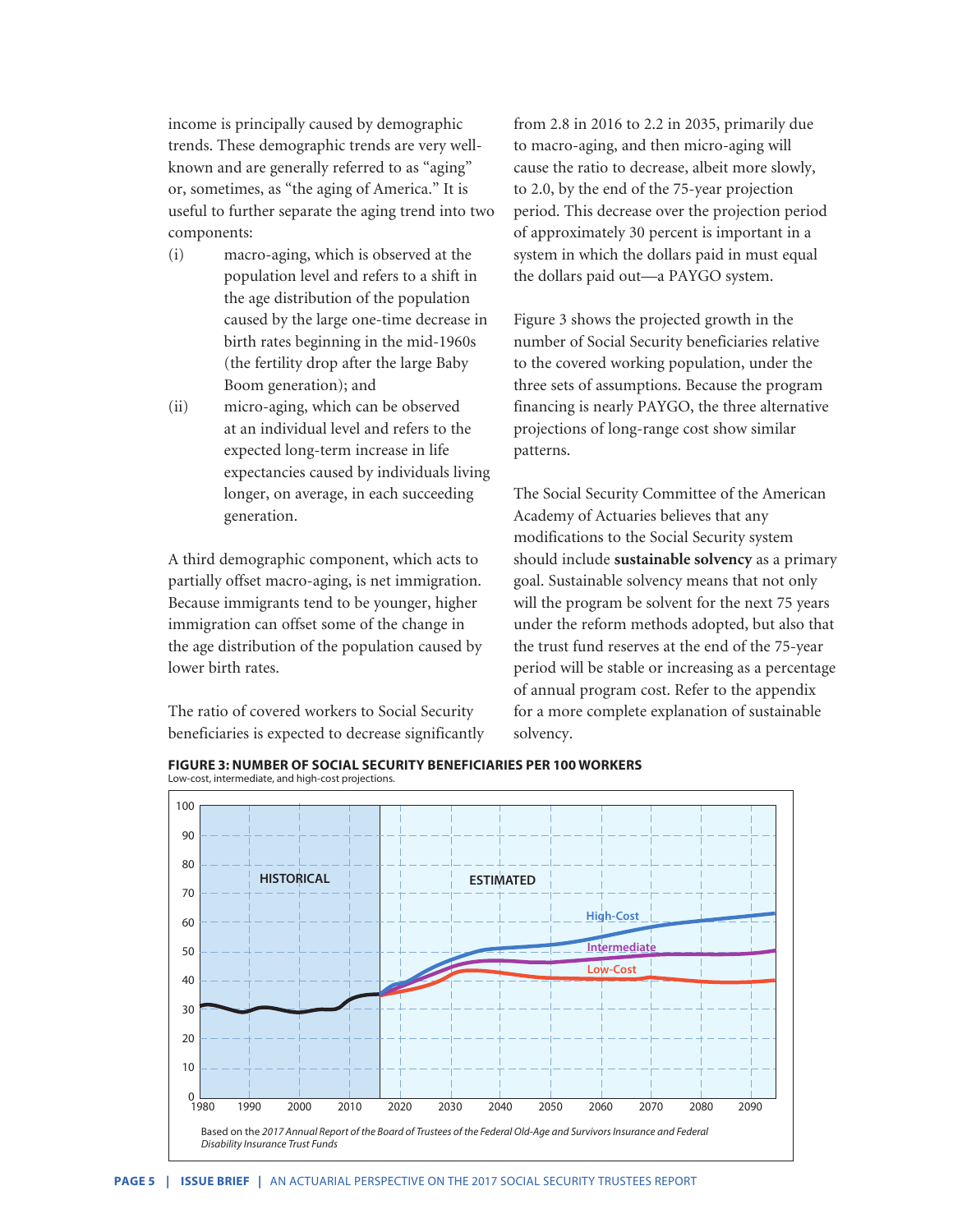income is principally caused by demographic trends. These demographic trends are very well-known and are generally referred to as "aging" or, sometimes, as "the aging of America." It is useful to further separate the aging trend into two components:

(i) macro-aging, which is observed at the population level and refers to a shift in the age distribution of the population caused by the large one-time decrease in birth rates beginning in the mid-1960s (the fertility drop after the large Baby Boom generation); and

(ii) micro-aging, which can be observed at an individual level and refers to the expected long-term increase in life expectancies caused by individuals living longer, on average, in each succeeding generation.

A third demographic component, which acts to partially offset macro-aging, is net immigration. Because immigrants tend to be younger, higher immigration can offset some of the change in the age distribution of the population caused by lower birth rates.

The ratio of covered workers to Social Security beneficiaries is expected to decrease significantly from 2.8 in 2016 to 2.2 in 2035, primarily due to macro-aging, and then micro-aging will cause the ratio to decrease, albeit more slowly, to 2.0, by the end of the 75-year projection period. This decrease over the projection period of approximately 30 percent is important in a system in which the dollars paid in must equal the dollars paid out—a PAYGO system.

Figure 3 shows the projected growth in the number of Social Security beneficiaries relative to the covered working population, under the three sets of assumptions. Because the program financing is nearly PAYGO, the three alternative projections of long-range cost show similar patterns.

The Social Security Committee of the American Academy of Actuaries believes that any modifications to the Social Security system should include **sustainable solvency** as a primary goal. Sustainable solvency means that not only will the program be solvent for the next 75 years under the reform methods adopted, but also that the trust fund reserves at the end of the 75-year period will be stable or increasing as a percentage of annual program cost. Refer to the appendix for a more complete explanation of sustainable solvency.

**FIGURE 3: NUMBER OF SOCIAL SECURITY BENEFICIARIES PER 100 WORKERS**
Low-cost, intermediate, and high-cost projections.

Based on the *2017 Annual Report of the Board of Trustees of the Federal Old-Age and Survivors Insurance and Federal Disability Insurance Trust Funds*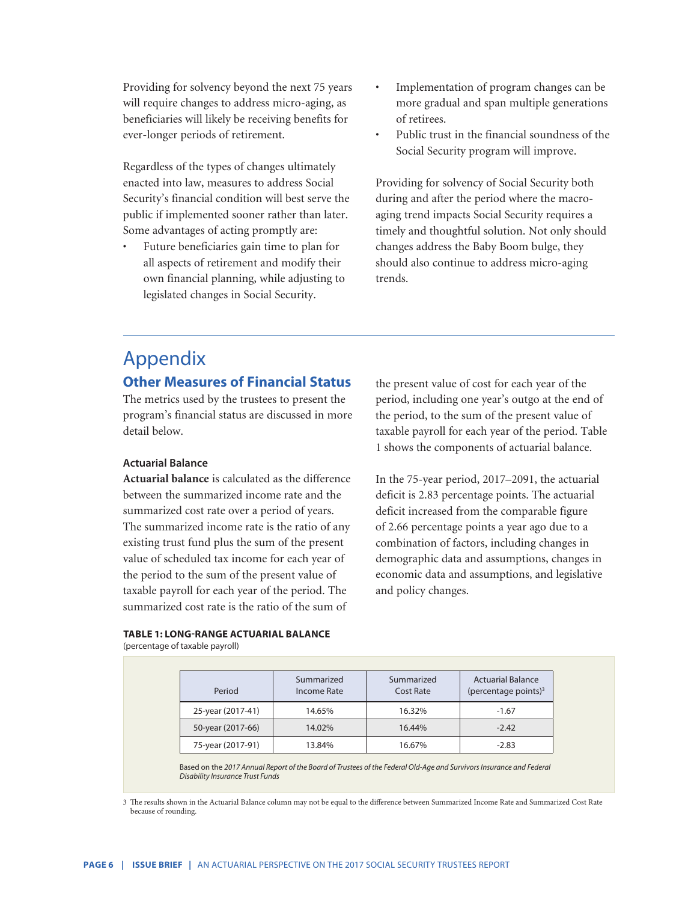Providing for solvency beyond the next 75 years will require changes to address micro-aging, as beneficiaries will likely be receiving benefits for ever-longer periods of retirement.

Regardless of the types of changes ultimately enacted into law, measures to address Social Security's financial condition will best serve the public if implemented sooner rather than later. Some advantages of acting promptly are:

- Future beneficiaries gain time to plan for all aspects of retirement and modify their own financial planning, while adjusting to legislated changes in Social Security.
- Implementation of program changes can be more gradual and span multiple generations of retirees.
- Public trust in the financial soundness of the Social Security program will improve.

Providing for solvency of Social Security both during and after the period where the macro-aging trend impacts Social Security requires a timely and thoughtful solution. Not only should changes address the Baby Boom bulge, they should also continue to address micro-aging trends.

# Appendix

## Other Measures of Financial Status

The metrics used by the trustees to present the program's financial status are discussed in more detail below.

### Actuarial Balance

**Actuarial balance** is calculated as the difference between the summarized income rate and the summarized cost rate over a period of years. The summarized income rate is the ratio of any existing trust fund plus the sum of the present value of scheduled tax income for each year of the period to the sum of the present value of taxable payroll for each year of the period. The summarized cost rate is the ratio of the sum of the present value of cost for each year of the period, including one year's outgo at the end of the period, to the sum of the present value of taxable payroll for each year of the period. Table 1 shows the components of actuarial balance.

In the 75-year period, 2017–2091, the actuarial deficit is 2.83 percentage points. The actuarial deficit increased from the comparable figure of 2.66 percentage points a year ago due to a combination of factors, including changes in demographic data and assumptions, changes in economic data and assumptions, and legislative and policy changes.

**TABLE 1: LONG-RANGE ACTUARIAL BALANCE**
(percentage of taxable payroll)

| Period | Summarized Income Rate | Summarized Cost Rate | Actuarial Balance (percentage points)[3] |
|---|---|---|---|
| 25-year (2017-41) | 14.65% | 16.32% | -1.67 |
| 50-year (2017-66) | 14.02% | 16.44% | -2.42 |
| 75-year (2017-91) | 13.84% | 16.67% | -2.83 |

Based on the *2017 Annual Report of the Board of Trustees of the Federal Old-Age and Survivors Insurance and Federal Disability Insurance Trust Funds*

3 The results shown in the Actuarial Balance column may not be equal to the difference between Summarized Income Rate and Summarized Cost Rate because of rounding.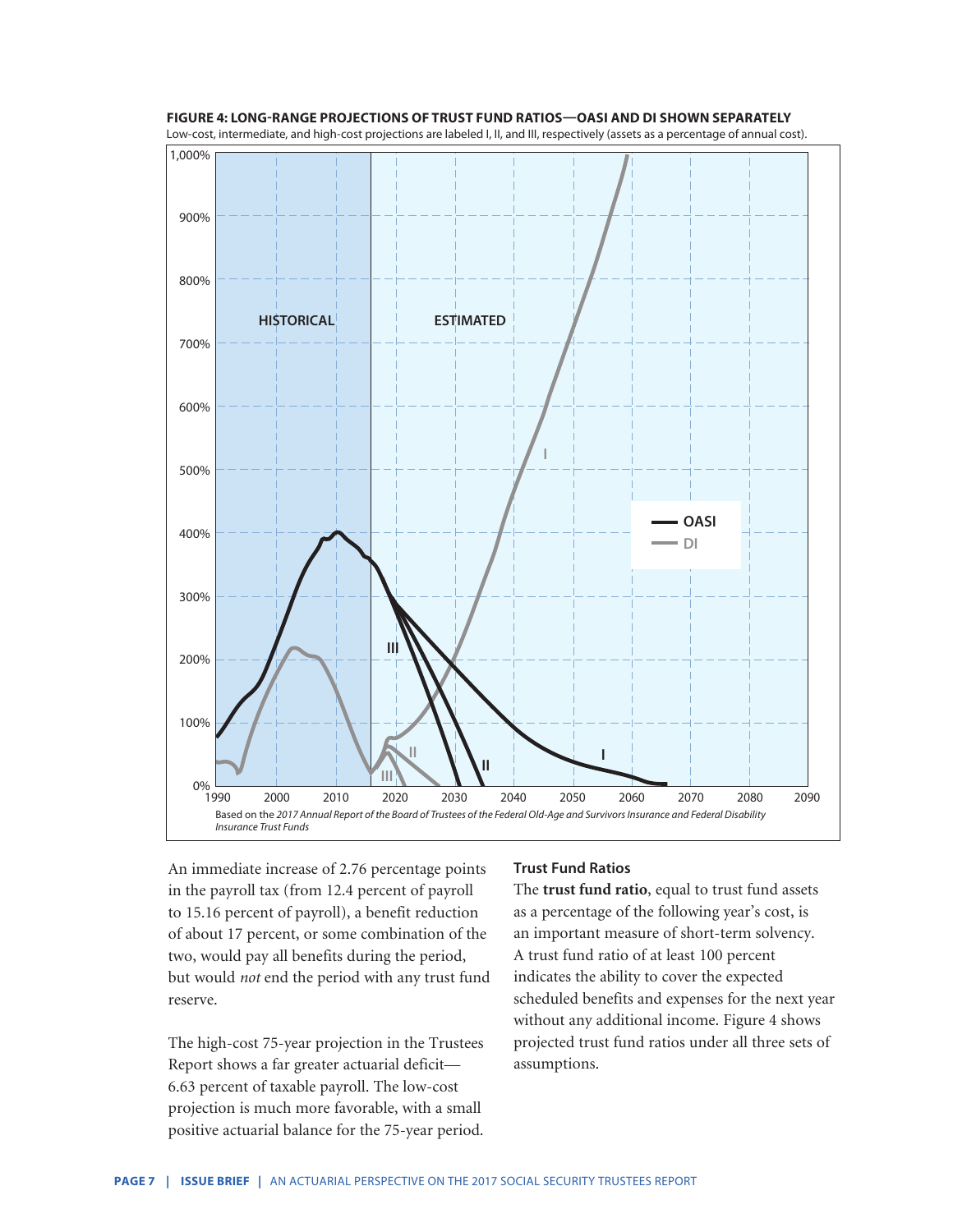**FIGURE 4: LONG-RANGE PROJECTIONS OF TRUST FUND RATIOS—OASI AND DI SHOWN SEPARATELY**

Low-cost, intermediate, and high-cost projections are labeled I, II, and III, respectively (assets as a percentage of annual cost).

Based on the *2017 Annual Report of the Board of Trustees of the Federal Old-Age and Survivors Insurance and Federal Disability Insurance Trust Funds*

An immediate increase of 2.76 percentage points in the payroll tax (from 12.4 percent of payroll to 15.16 percent of payroll), a benefit reduction of about 17 percent, or some combination of the two, would pay all benefits during the period, but would *not* end the period with any trust fund reserve.

The high-cost 75-year projection in the Trustees Report shows a far greater actuarial deficit—6.63 percent of taxable payroll. The low-cost projection is much more favorable, with a small positive actuarial balance for the 75-year period.

### Trust Fund Ratios

The **trust fund ratio**, equal to trust fund assets as a percentage of the following year's cost, is an important measure of short-term solvency. A trust fund ratio of at least 100 percent indicates the ability to cover the expected scheduled benefits and expenses for the next year without any additional income. Figure 4 shows projected trust fund ratios under all three sets of assumptions.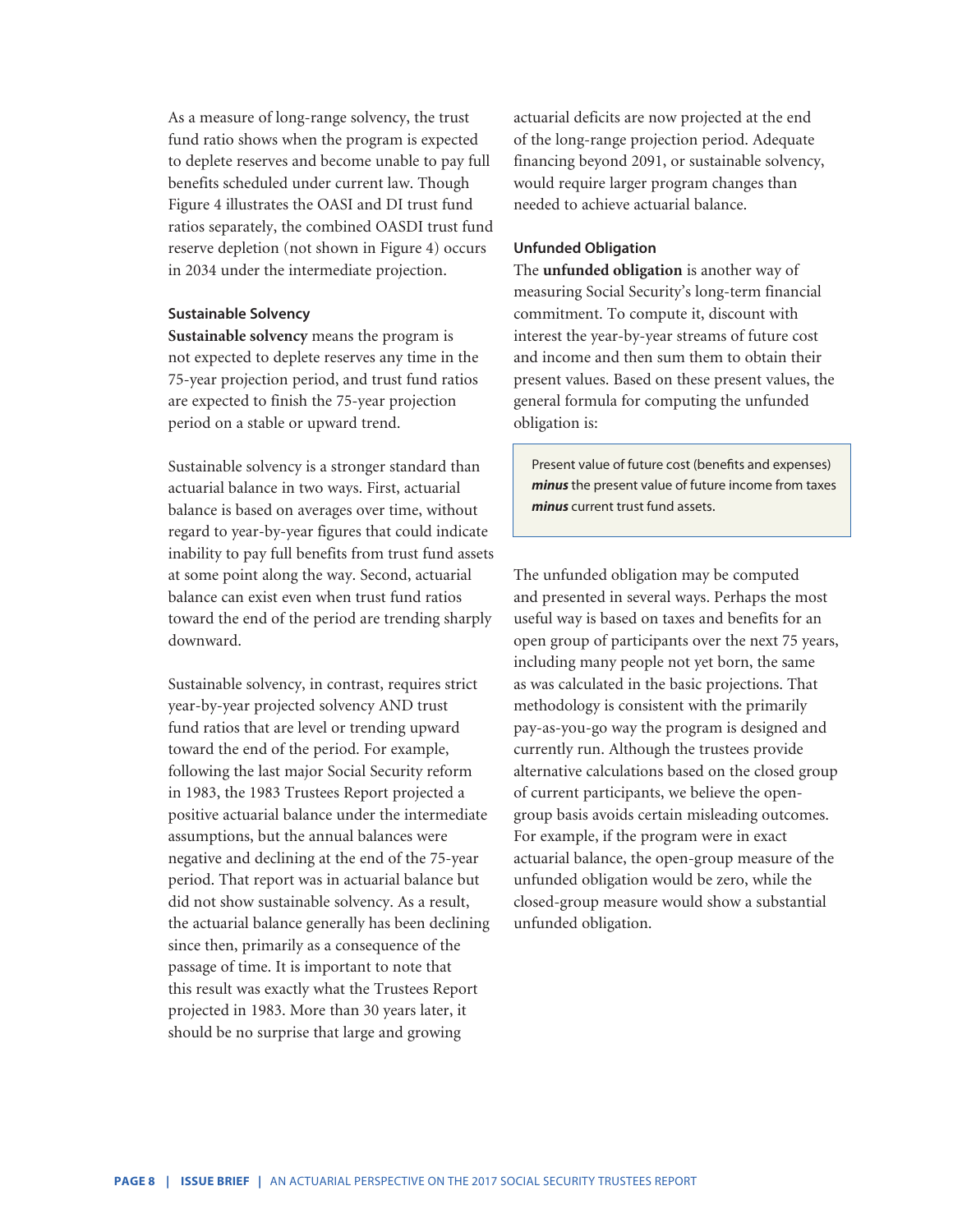As a measure of long-range solvency, the trust fund ratio shows when the program is expected to deplete reserves and become unable to pay full benefits scheduled under current law. Though Figure 4 illustrates the OASI and DI trust fund ratios separately, the combined OASDI trust fund reserve depletion (not shown in Figure 4) occurs in 2034 under the intermediate projection.

### Sustainable Solvency

**Sustainable solvency** means the program is not expected to deplete reserves any time in the 75-year projection period, and trust fund ratios are expected to finish the 75-year projection period on a stable or upward trend.

Sustainable solvency is a stronger standard than actuarial balance in two ways. First, actuarial balance is based on averages over time, without regard to year-by-year figures that could indicate inability to pay full benefits from trust fund assets at some point along the way. Second, actuarial balance can exist even when trust fund ratios toward the end of the period are trending sharply downward.

Sustainable solvency, in contrast, requires strict year-by-year projected solvency AND trust fund ratios that are level or trending upward toward the end of the period. For example, following the last major Social Security reform in 1983, the 1983 Trustees Report projected a positive actuarial balance under the intermediate assumptions, but the annual balances were negative and declining at the end of the 75-year period. That report was in actuarial balance but did not show sustainable solvency. As a result, the actuarial balance generally has been declining since then, primarily as a consequence of the passage of time. It is important to note that this result was exactly what the Trustees Report projected in 1983. More than 30 years later, it should be no surprise that large and growing actuarial deficits are now projected at the end of the long-range projection period. Adequate financing beyond 2091, or sustainable solvency, would require larger program changes than needed to achieve actuarial balance.

### Unfunded Obligation

The **unfunded obligation** is another way of measuring Social Security's long-term financial commitment. To compute it, discount with interest the year-by-year streams of future cost and income and then sum them to obtain their present values. Based on these present values, the general formula for computing the unfunded obligation is:

> Present value of future cost (benefits and expenses) ***minus*** the present value of future income from taxes ***minus*** current trust fund assets.

The unfunded obligation may be computed and presented in several ways. Perhaps the most useful way is based on taxes and benefits for an open group of participants over the next 75 years, including many people not yet born, the same as was calculated in the basic projections. That methodology is consistent with the primarily pay-as-you-go way the program is designed and currently run. Although the trustees provide alternative calculations based on the closed group of current participants, we believe the open-group basis avoids certain misleading outcomes. For example, if the program were in exact actuarial balance, the open-group measure of the unfunded obligation would be zero, while the closed-group measure would show a substantial unfunded obligation.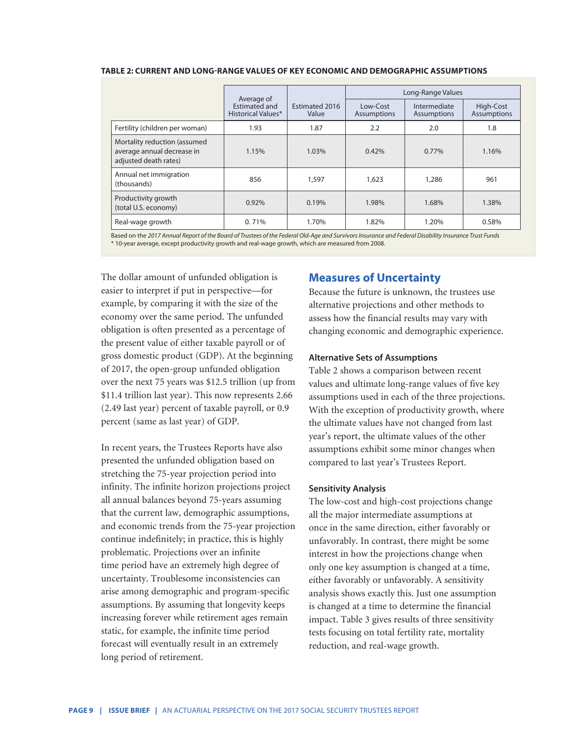**TABLE 2: CURRENT AND LONG-RANGE VALUES OF KEY ECONOMIC AND DEMOGRAPHIC ASSUMPTIONS**

| | Average of Estimated and Historical Values* | Estimated 2016 Value | Long-Range Values | | |
|---|---|---|---|---|---|
| | | | Low-Cost Assumptions | Intermediate Assumptions | High-Cost Assumptions |
| Fertility (children per woman) | 1.93 | 1.87 | 2.2 | 2.0 | 1.8 |
| Mortality reduction (assumed average annual decrease in adjusted death rates) | 1.15% | 1.03% | 0.42% | 0.77% | 1.16% |
| Annual net immigration (thousands) | 856 | 1,597 | 1,623 | 1,286 | 961 |
| Productivity growth (total U.S. economy) | 0.92% | 0.19% | 1.98% | 1.68% | 1.38% |
| Real-wage growth | 0.71% | 1.70% | 1.82% | 1.20% | 0.58% |

Based on the *2017 Annual Report of the Board of Trustees of the Federal Old-Age and Survivors Insurance and Federal Disability Insurance Trust Funds*
* 10-year average, except productivity growth and real-wage growth, which are measured from 2008.

The dollar amount of unfunded obligation is easier to interpret if put in perspective—for example, by comparing it with the size of the economy over the same period. The unfunded obligation is often presented as a percentage of the present value of either taxable payroll or of gross domestic product (GDP). At the beginning of 2017, the open-group unfunded obligation over the next 75 years was $12.5 trillion (up from $11.4 trillion last year). This now represents 2.66 (2.49 last year) percent of taxable payroll, or 0.9 percent (same as last year) of GDP.

In recent years, the Trustees Reports have also presented the unfunded obligation based on stretching the 75-year projection period into infinity. The infinite horizon projections project all annual balances beyond 75-years assuming that the current law, demographic assumptions, and economic trends from the 75-year projection continue indefinitely; in practice, this is highly problematic. Projections over an infinite time period have an extremely high degree of uncertainty. Troublesome inconsistencies can arise among demographic and program-specific assumptions. By assuming that longevity keeps increasing forever while retirement ages remain static, for example, the infinite time period forecast will eventually result in an extremely long period of retirement.

## Measures of Uncertainty

Because the future is unknown, the trustees use alternative projections and other methods to assess how the financial results may vary with changing economic and demographic experience.

### Alternative Sets of Assumptions

Table 2 shows a comparison between recent values and ultimate long-range values of five key assumptions used in each of the three projections. With the exception of productivity growth, where the ultimate values have not changed from last year's report, the ultimate values of the other assumptions exhibit some minor changes when compared to last year's Trustees Report.

### Sensitivity Analysis

The low-cost and high-cost projections change all the major intermediate assumptions at once in the same direction, either favorably or unfavorably. In contrast, there might be some interest in how the projections change when only one key assumption is changed at a time, either favorably or unfavorably. A sensitivity analysis shows exactly this. Just one assumption is changed at a time to determine the financial impact. Table 3 gives results of three sensitivity tests focusing on total fertility rate, mortality reduction, and real-wage growth.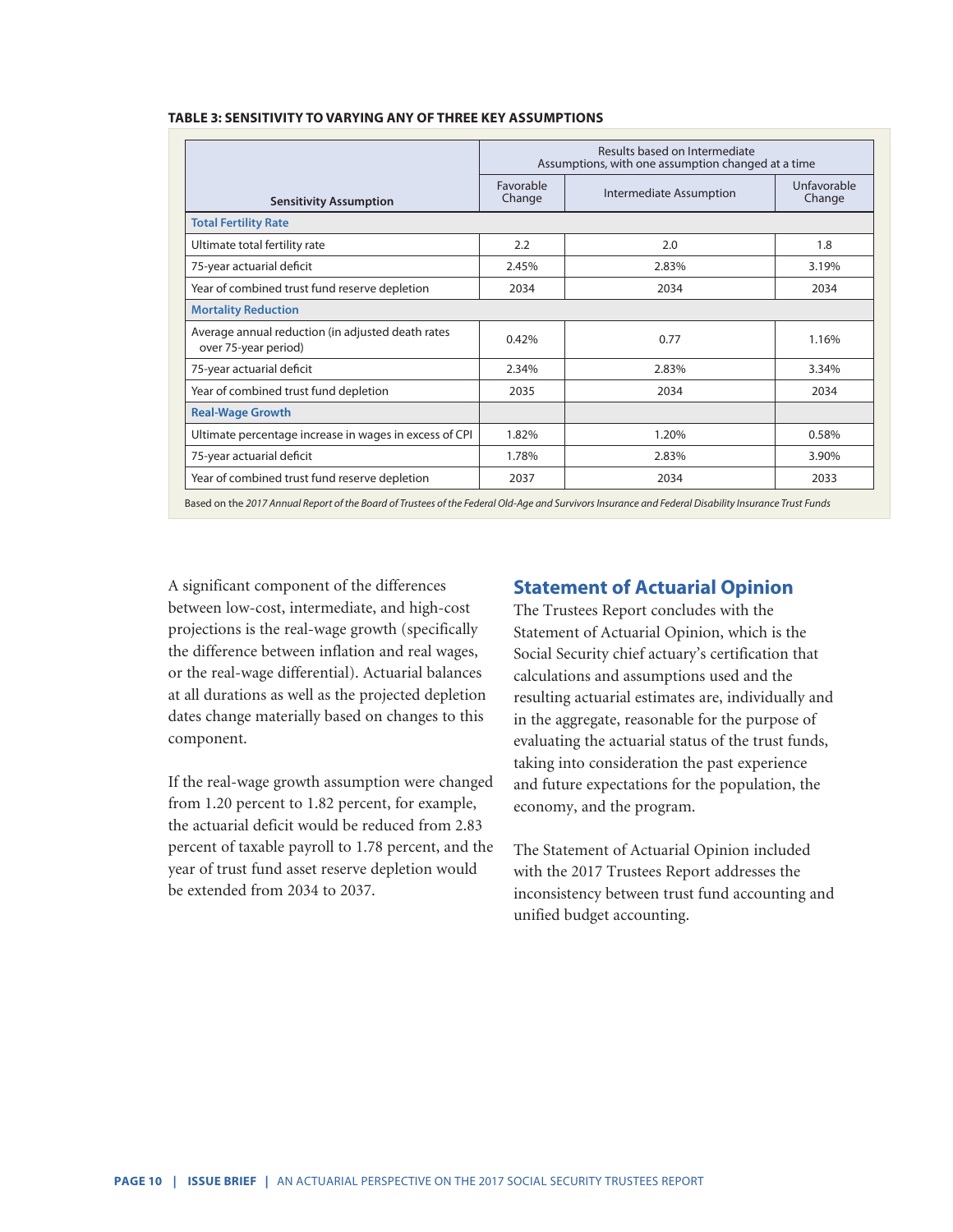**TABLE 3: SENSITIVITY TO VARYING ANY OF THREE KEY ASSUMPTIONS**

| Sensitivity Assumption | Results based on Intermediate Assumptions, with one assumption changed at a time | | |
|---|---|---|---|
| | Favorable Change | Intermediate Assumption | Unfavorable Change |
| **Total Fertility Rate** | | | |
| Ultimate total fertility rate | 2.2 | 2.0 | 1.8 |
| 75-year actuarial deficit | 2.45% | 2.83% | 3.19% |
| Year of combined trust fund reserve depletion | 2034 | 2034 | 2034 |
| **Mortality Reduction** | | | |
| Average annual reduction (in adjusted death rates over 75-year period) | 0.42% | 0.77 | 1.16% |
| 75-year actuarial deficit | 2.34% | 2.83% | 3.34% |
| Year of combined trust fund depletion | 2035 | 2034 | 2034 |
| **Real-Wage Growth** | | | |
| Ultimate percentage increase in wages in excess of CPI | 1.82% | 1.20% | 0.58% |
| 75-year actuarial deficit | 1.78% | 2.83% | 3.90% |
| Year of combined trust fund reserve depletion | 2037 | 2034 | 2033 |

Based on the *2017 Annual Report of the Board of Trustees of the Federal Old-Age and Survivors Insurance and Federal Disability Insurance Trust Funds*

A significant component of the differences between low-cost, intermediate, and high-cost projections is the real-wage growth (specifically the difference between inflation and real wages, or the real-wage differential). Actuarial balances at all durations as well as the projected depletion dates change materially based on changes to this component.

If the real-wage growth assumption were changed from 1.20 percent to 1.82 percent, for example, the actuarial deficit would be reduced from 2.83 percent of taxable payroll to 1.78 percent, and the year of trust fund asset reserve depletion would be extended from 2034 to 2037.

## Statement of Actuarial Opinion

The Trustees Report concludes with the Statement of Actuarial Opinion, which is the Social Security chief actuary's certification that calculations and assumptions used and the resulting actuarial estimates are, individually and in the aggregate, reasonable for the purpose of evaluating the actuarial status of the trust funds, taking into consideration the past experience and future expectations for the population, the economy, and the program.

The Statement of Actuarial Opinion included with the 2017 Trustees Report addresses the inconsistency between trust fund accounting and unified budget accounting.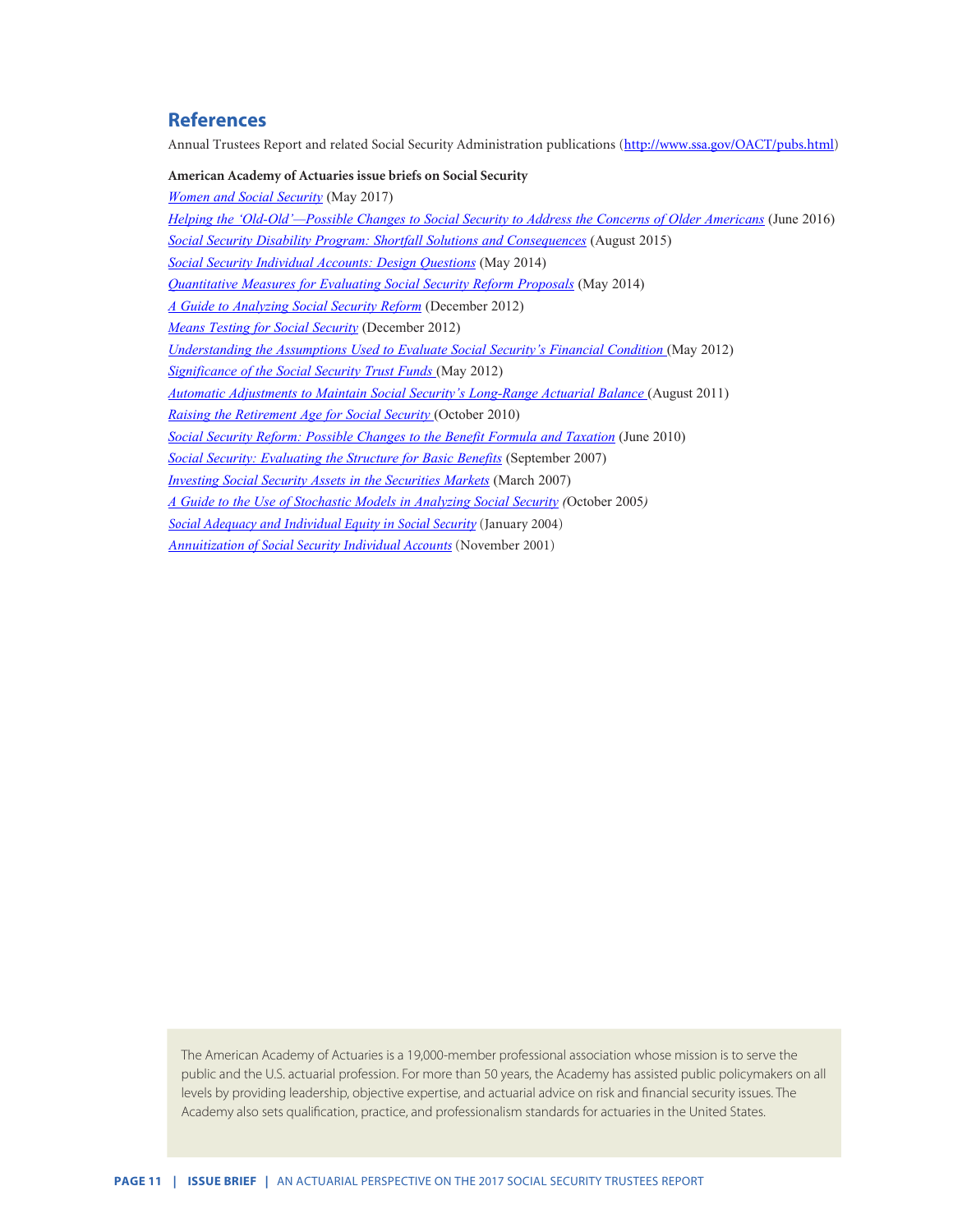## References

Annual Trustees Report and related Social Security Administration publications (http://www.ssa.gov/OACT/pubs.html)

**American Academy of Actuaries issue briefs on Social Security**

*Women and Social Security* (May 2017)

*Helping the 'Old-Old'—Possible Changes to Social Security to Address the Concerns of Older Americans* (June 2016)

*Social Security Disability Program: Shortfall Solutions and Consequences* (August 2015)

*Social Security Individual Accounts: Design Questions* (May 2014)

*Quantitative Measures for Evaluating Social Security Reform Proposals* (May 2014)

*A Guide to Analyzing Social Security Reform* (December 2012)

*Means Testing for Social Security* (December 2012)

*Understanding the Assumptions Used to Evaluate Social Security's Financial Condition* (May 2012)

*Significance of the Social Security Trust Funds* (May 2012)

*Automatic Adjustments to Maintain Social Security's Long-Range Actuarial Balance* (August 2011)

*Raising the Retirement Age for Social Security* (October 2010)

*Social Security Reform: Possible Changes to the Benefit Formula and Taxation* (June 2010)

*Social Security: Evaluating the Structure for Basic Benefits* (September 2007)

*Investing Social Security Assets in the Securities Markets* (March 2007)

*A Guide to the Use of Stochastic Models in Analyzing Social Security* (October 2005)

*Social Adequacy and Individual Equity in Social Security* (January 2004)

*Annuitization of Social Security Individual Accounts* (November 2001)

The American Academy of Actuaries is a 19,000-member professional association whose mission is to serve the public and the U.S. actuarial profession. For more than 50 years, the Academy has assisted public policymakers on all levels by providing leadership, objective expertise, and actuarial advice on risk and financial security issues. The Academy also sets qualification, practice, and professionalism standards for actuaries in the United States.